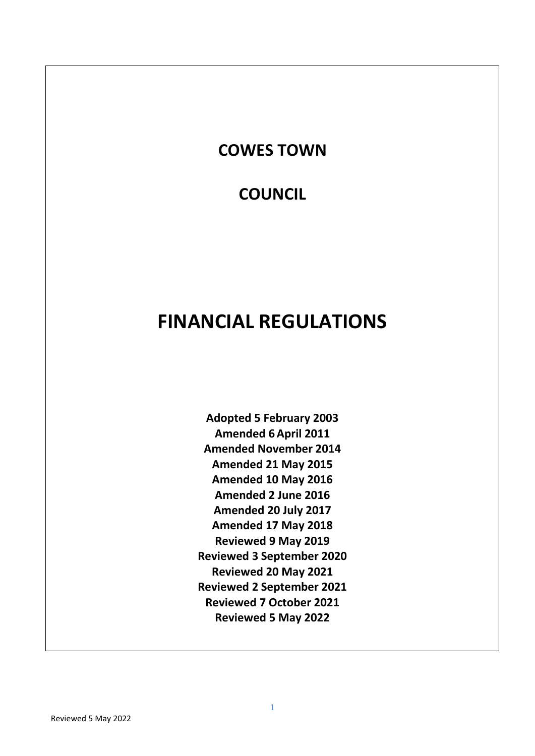# COWES TOWN

# COUNCIL

# FINANCIAL REGULATIONS

**Adopted 5 February 2003**
**Amended 6 April 2011**
**Amended November 2014**
**Amended 21 May 2015**
**Amended 10 May 2016**
**Amended 2 June 2016**
**Amended 20 July 2017**
**Amended 17 May 2018**
**Reviewed 9 May 2019**
**Reviewed 3 September 2020**
**Reviewed 20 May 2021**
**Reviewed 2 September 2021**
**Reviewed 7 October 2021**
**Reviewed 5 May 2022**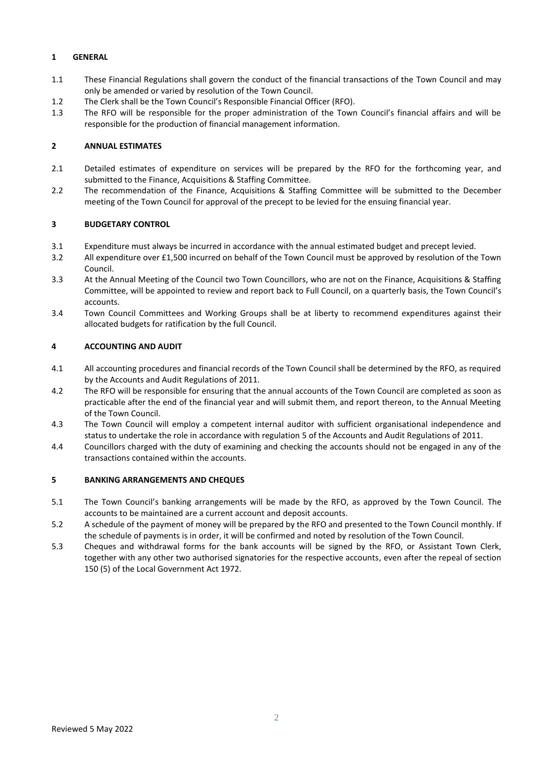## 1 GENERAL

1.1 These Financial Regulations shall govern the conduct of the financial transactions of the Town Council and may only be amended or varied by resolution of the Town Council.

1.2 The Clerk shall be the Town Council's Responsible Financial Officer (RFO).

1.3 The RFO will be responsible for the proper administration of the Town Council's financial affairs and will be responsible for the production of financial management information.

## 2 ANNUAL ESTIMATES

2.1 Detailed estimates of expenditure on services will be prepared by the RFO for the forthcoming year, and submitted to the Finance, Acquisitions & Staffing Committee.

2.2 The recommendation of the Finance, Acquisitions & Staffing Committee will be submitted to the December meeting of the Town Council for approval of the precept to be levied for the ensuing financial year.

## 3 BUDGETARY CONTROL

3.1 Expenditure must always be incurred in accordance with the annual estimated budget and precept levied.

3.2 All expenditure over £1,500 incurred on behalf of the Town Council must be approved by resolution of the Town Council.

3.3 At the Annual Meeting of the Council two Town Councillors, who are not on the Finance, Acquisitions & Staffing Committee, will be appointed to review and report back to Full Council, on a quarterly basis, the Town Council's accounts.

3.4 Town Council Committees and Working Groups shall be at liberty to recommend expenditures against their allocated budgets for ratification by the full Council.

## 4 ACCOUNTING AND AUDIT

4.1 All accounting procedures and financial records of the Town Council shall be determined by the RFO, as required by the Accounts and Audit Regulations of 2011.

4.2 The RFO will be responsible for ensuring that the annual accounts of the Town Council are completed as soon as practicable after the end of the financial year and will submit them, and report thereon, to the Annual Meeting of the Town Council.

4.3 The Town Council will employ a competent internal auditor with sufficient organisational independence and status to undertake the role in accordance with regulation 5 of the Accounts and Audit Regulations of 2011.

4.4 Councillors charged with the duty of examining and checking the accounts should not be engaged in any of the transactions contained within the accounts.

## 5 BANKING ARRANGEMENTS AND CHEQUES

5.1 The Town Council's banking arrangements will be made by the RFO, as approved by the Town Council. The accounts to be maintained are a current account and deposit accounts.

5.2 A schedule of the payment of money will be prepared by the RFO and presented to the Town Council monthly. If the schedule of payments is in order, it will be confirmed and noted by resolution of the Town Council.

5.3 Cheques and withdrawal forms for the bank accounts will be signed by the RFO, or Assistant Town Clerk, together with any other two authorised signatories for the respective accounts, even after the repeal of section 150 (5) of the Local Government Act 1972.

Reviewed 5 May 2022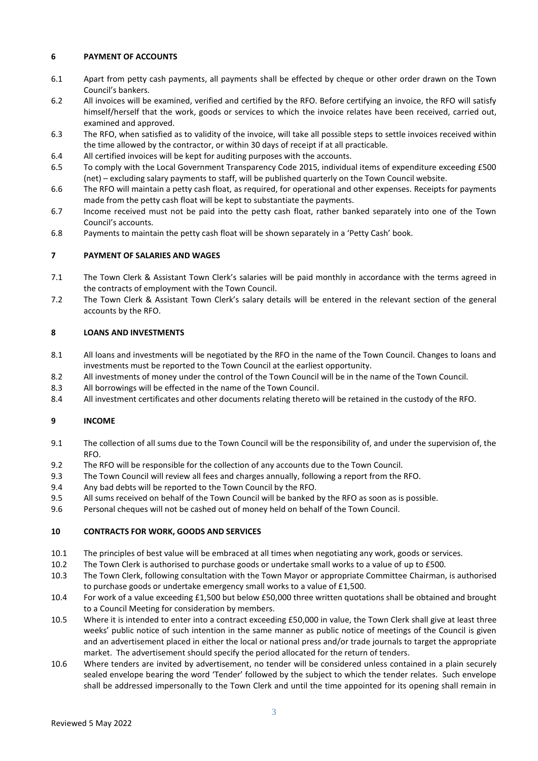## 6 PAYMENT OF ACCOUNTS

6.1 Apart from petty cash payments, all payments shall be effected by cheque or other order drawn on the Town Council's bankers.

6.2 All invoices will be examined, verified and certified by the RFO. Before certifying an invoice, the RFO will satisfy himself/herself that the work, goods or services to which the invoice relates have been received, carried out, examined and approved.

6.3 The RFO, when satisfied as to validity of the invoice, will take all possible steps to settle invoices received within the time allowed by the contractor, or within 30 days of receipt if at all practicable.

6.4 All certified invoices will be kept for auditing purposes with the accounts.

6.5 To comply with the Local Government Transparency Code 2015, individual items of expenditure exceeding £500 (net) – excluding salary payments to staff, will be published quarterly on the Town Council website.

6.6 The RFO will maintain a petty cash float, as required, for operational and other expenses. Receipts for payments made from the petty cash float will be kept to substantiate the payments.

6.7 Income received must not be paid into the petty cash float, rather banked separately into one of the Town Council's accounts.

6.8 Payments to maintain the petty cash float will be shown separately in a 'Petty Cash' book.

## 7 PAYMENT OF SALARIES AND WAGES

7.1 The Town Clerk & Assistant Town Clerk's salaries will be paid monthly in accordance with the terms agreed in the contracts of employment with the Town Council.

7.2 The Town Clerk & Assistant Town Clerk's salary details will be entered in the relevant section of the general accounts by the RFO.

## 8 LOANS AND INVESTMENTS

8.1 All loans and investments will be negotiated by the RFO in the name of the Town Council. Changes to loans and investments must be reported to the Town Council at the earliest opportunity.

8.2 All investments of money under the control of the Town Council will be in the name of the Town Council.

8.3 All borrowings will be effected in the name of the Town Council.

8.4 All investment certificates and other documents relating thereto will be retained in the custody of the RFO.

## 9 INCOME

9.1 The collection of all sums due to the Town Council will be the responsibility of, and under the supervision of, the RFO.

9.2 The RFO will be responsible for the collection of any accounts due to the Town Council.

9.3 The Town Council will review all fees and charges annually, following a report from the RFO.

9.4 Any bad debts will be reported to the Town Council by the RFO.

9.5 All sums received on behalf of the Town Council will be banked by the RFO as soon as is possible.

9.6 Personal cheques will not be cashed out of money held on behalf of the Town Council.

## 10 CONTRACTS FOR WORK, GOODS AND SERVICES

10.1 The principles of best value will be embraced at all times when negotiating any work, goods or services.

10.2 The Town Clerk is authorised to purchase goods or undertake small works to a value of up to £500.

10.3 The Town Clerk, following consultation with the Town Mayor or appropriate Committee Chairman, is authorised to purchase goods or undertake emergency small works to a value of £1,500.

10.4 For work of a value exceeding £1,500 but below £50,000 three written quotations shall be obtained and brought to a Council Meeting for consideration by members.

10.5 Where it is intended to enter into a contract exceeding £50,000 in value, the Town Clerk shall give at least three weeks' public notice of such intention in the same manner as public notice of meetings of the Council is given and an advertisement placed in either the local or national press and/or trade journals to target the appropriate market. The advertisement should specify the period allocated for the return of tenders.

10.6 Where tenders are invited by advertisement, no tender will be considered unless contained in a plain securely sealed envelope bearing the word 'Tender' followed by the subject to which the tender relates. Such envelope shall be addressed impersonally to the Town Clerk and until the time appointed for its opening shall remain in

Reviewed 5 May 2022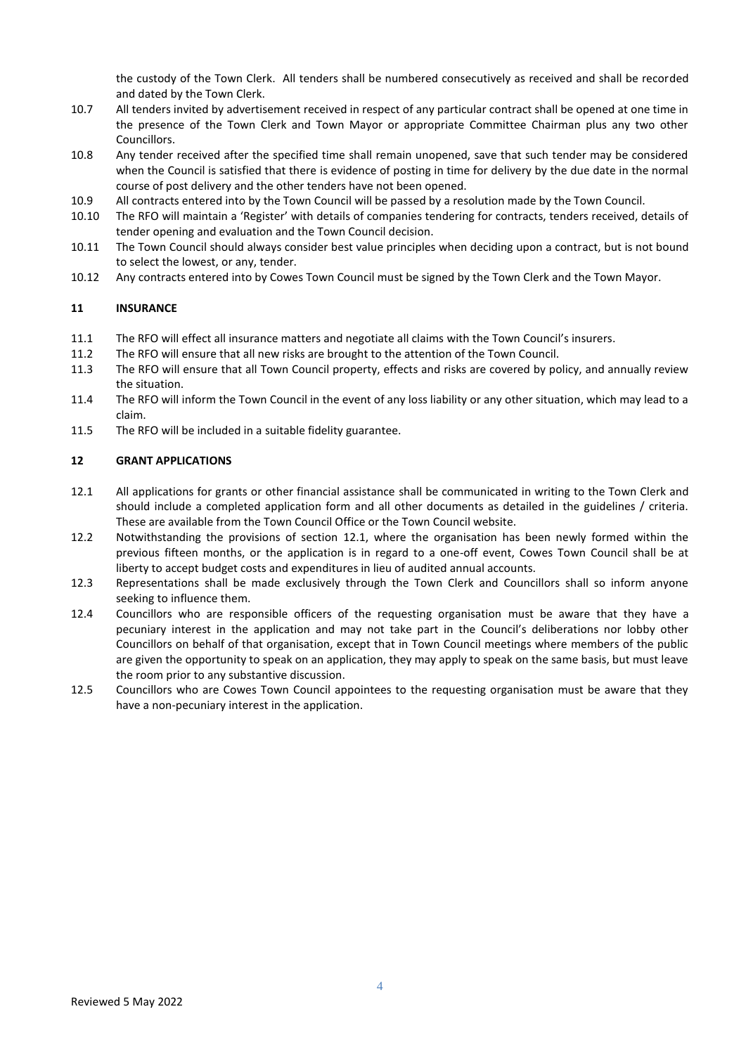the custody of the Town Clerk. All tenders shall be numbered consecutively as received and shall be recorded and dated by the Town Clerk.

10.7 All tenders invited by advertisement received in respect of any particular contract shall be opened at one time in the presence of the Town Clerk and Town Mayor or appropriate Committee Chairman plus any two other Councillors.

10.8 Any tender received after the specified time shall remain unopened, save that such tender may be considered when the Council is satisfied that there is evidence of posting in time for delivery by the due date in the normal course of post delivery and the other tenders have not been opened.

10.9 All contracts entered into by the Town Council will be passed by a resolution made by the Town Council.

10.10 The RFO will maintain a 'Register' with details of companies tendering for contracts, tenders received, details of tender opening and evaluation and the Town Council decision.

10.11 The Town Council should always consider best value principles when deciding upon a contract, but is not bound to select the lowest, or any, tender.

10.12 Any contracts entered into by Cowes Town Council must be signed by the Town Clerk and the Town Mayor.

## 11 INSURANCE

11.1 The RFO will effect all insurance matters and negotiate all claims with the Town Council's insurers.

11.2 The RFO will ensure that all new risks are brought to the attention of the Town Council.

11.3 The RFO will ensure that all Town Council property, effects and risks are covered by policy, and annually review the situation.

11.4 The RFO will inform the Town Council in the event of any loss liability or any other situation, which may lead to a claim.

11.5 The RFO will be included in a suitable fidelity guarantee.

## 12 GRANT APPLICATIONS

12.1 All applications for grants or other financial assistance shall be communicated in writing to the Town Clerk and should include a completed application form and all other documents as detailed in the guidelines / criteria. These are available from the Town Council Office or the Town Council website.

12.2 Notwithstanding the provisions of section 12.1, where the organisation has been newly formed within the previous fifteen months, or the application is in regard to a one-off event, Cowes Town Council shall be at liberty to accept budget costs and expenditures in lieu of audited annual accounts.

12.3 Representations shall be made exclusively through the Town Clerk and Councillors shall so inform anyone seeking to influence them.

12.4 Councillors who are responsible officers of the requesting organisation must be aware that they have a pecuniary interest in the application and may not take part in the Council's deliberations nor lobby other Councillors on behalf of that organisation, except that in Town Council meetings where members of the public are given the opportunity to speak on an application, they may apply to speak on the same basis, but must leave the room prior to any substantive discussion.

12.5 Councillors who are Cowes Town Council appointees to the requesting organisation must be aware that they have a non-pecuniary interest in the application.

Reviewed 5 May 2022